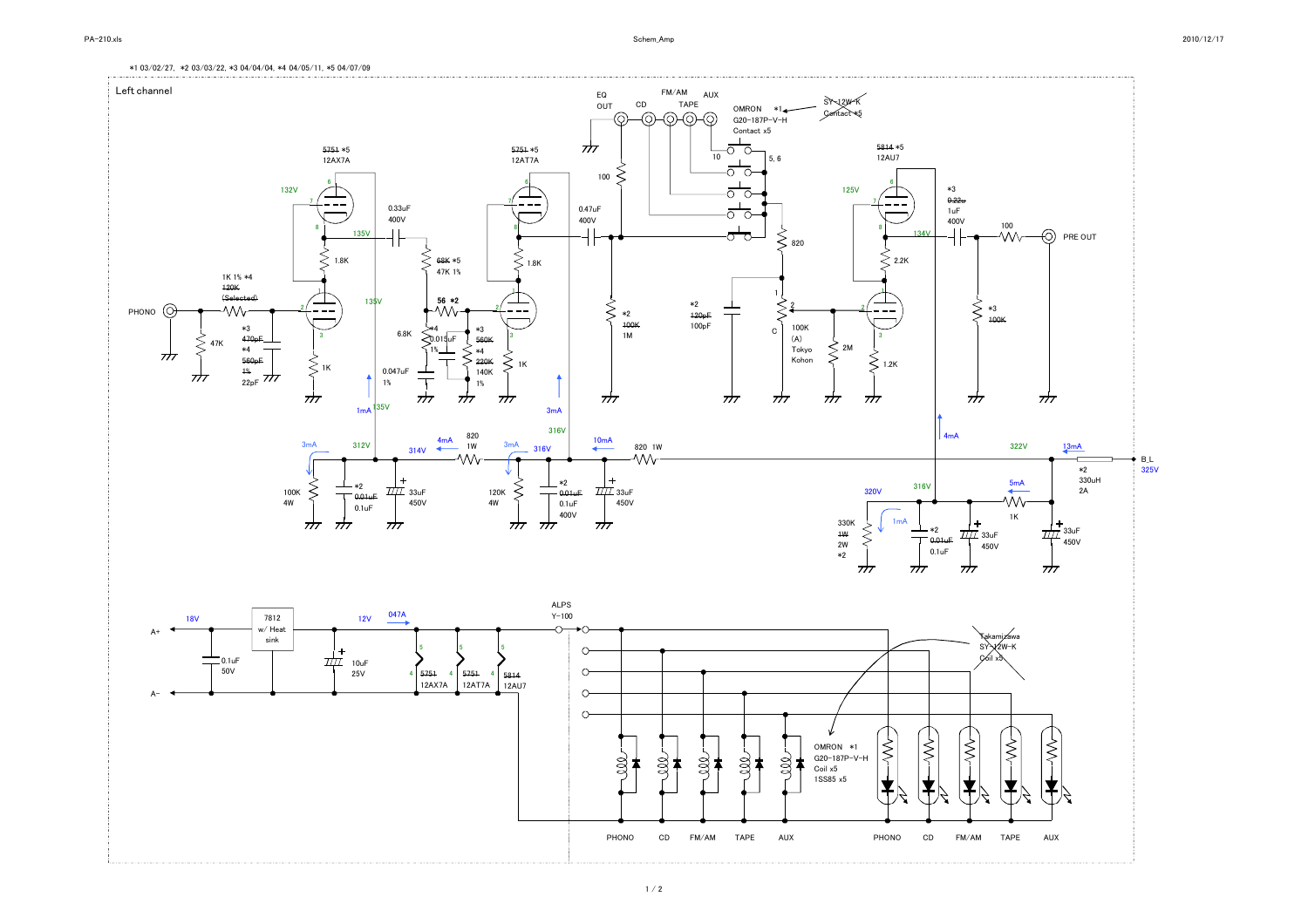*1 03/02/27, *2 03/03/22, *3 04/04/04, *4 04/05/11, *5 04/07/09

Left channel

PHONO
47K
1K 1% *4
~~120K~~
~~(Selected)~~
*3 ~~470pF~~
*4 ~~560pF~~
~~1%~~
22pF

~~5751~~ *5
12AX7A
132V
1.8K
135V
1K
1mA
135V
0.33uF
400V
~~68K~~ *5
47K 1%
56 *2
6.8K
*4
0.015uF
1%
*3 ~~560K~~
*4 ~~220K~~
140K
1%
0.047uF
1%

~~5751~~ *5
12AT7A
1.8K
1K
3mA
316V
0.47uF
400V
100
*2
~~100K~~
1M

EQ OUT
CD
FM/AM
TAPE
AUX
OMRON *1
G20-187P-V-H
Contact x5
~~SY-12W-K~~
~~Contact x5~~
10
5, 6
820
*2
~~120pF~~
100pF
1
2
C
100K
(A)
Tokyo
Kohon
2M

~~5814~~ *5
12AU7
125V
2.2K
134V
1.2K
*3
~~0.22u~~
1uF
400V
100
PRE OUT
*3
~~100K~~
4mA

3mA
312V
100K
4W
*2
~~0.01uF~~
0.1uF
33uF
450V
4mA
314V
820
1W
3mA
316V
120K
4W
*2
~~0.01uF~~
0.1uF
400V
33uF
450V
10mA
820 1W

322V
13mA
B_L
325V
*2
330uH
2A
320V
316V
5mA
1K
1mA
330K
~~1W~~
2W
*2
*2
~~0.01uF~~
0.1uF
33uF
450V
33uF
450V

A+
A−
18V
0.1uF
50V
7812
w/ Heat
sink
12V
10uF
25V
047A
5
4
~~5751~~
12AX7A
5
4
~~5751~~
12AT7A
5
4
~~5814~~
12AU7

ALPS
Y-100

~~Takamizawa~~
~~SY-12W-K~~
~~Coil x5~~

OMRON *1
G20-187P-V-H
Coil x5
1SS85 x5

PHONO
CD
FM/AM
TAPE
AUX
PHONO
CD
FM/AM
TAPE
AUX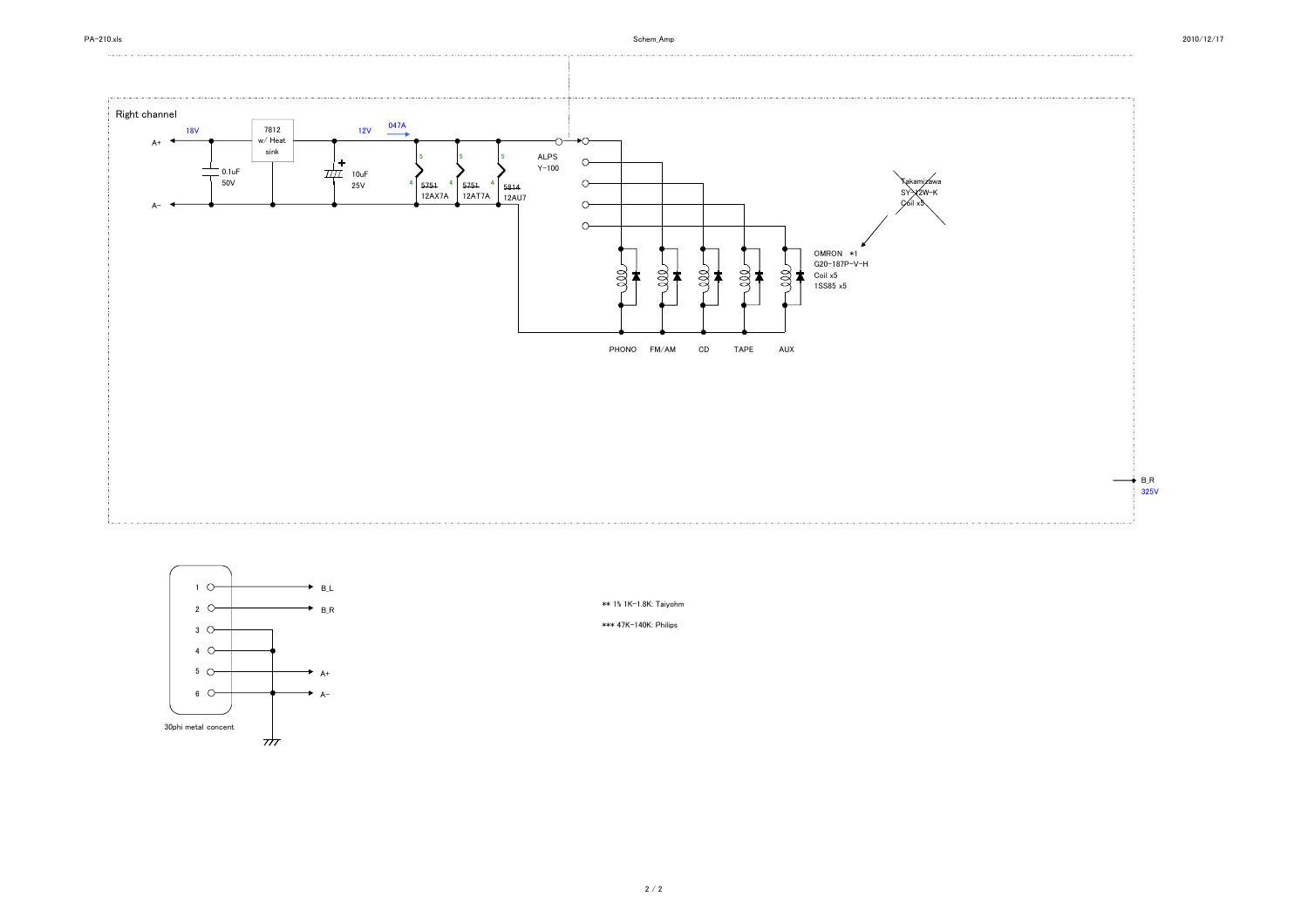Right channel

A+

18V

0.1uF
50V

A−

7812
w/ Heat
sink

12V

047A

10uF
25V

5
4
~~5751~~
12AX7A

5
4
~~5751~~
12AT7A

5
4
~~5814~~
12AU7

ALPS
Y-100

~~Takamizawa~~
~~SY-12W-K~~
~~Coil x5~~

OMRON *1
G20-187P-V-H
Coil x5
1SS85 x5

PHONO FM/AM CD TAPE AUX

B_R
325V

1
2
3
4
5
6

B_L
B_R
A+
A−

30phi metal concent

** 1% 1K-1.8K: Taiyohm

*** 47K-140K: Philips